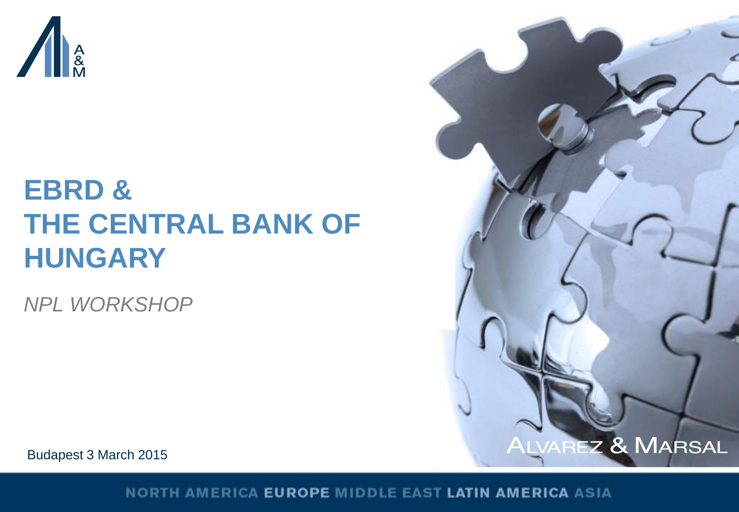# EBRD & THE CENTRAL BANK OF HUNGARY

*NPL WORKSHOP*

Budapest 3 March 2015

ALVAREZ & MARSAL

NORTH AMERICA **EUROPE** MIDDLE EAST **LATIN AMERICA** ASIA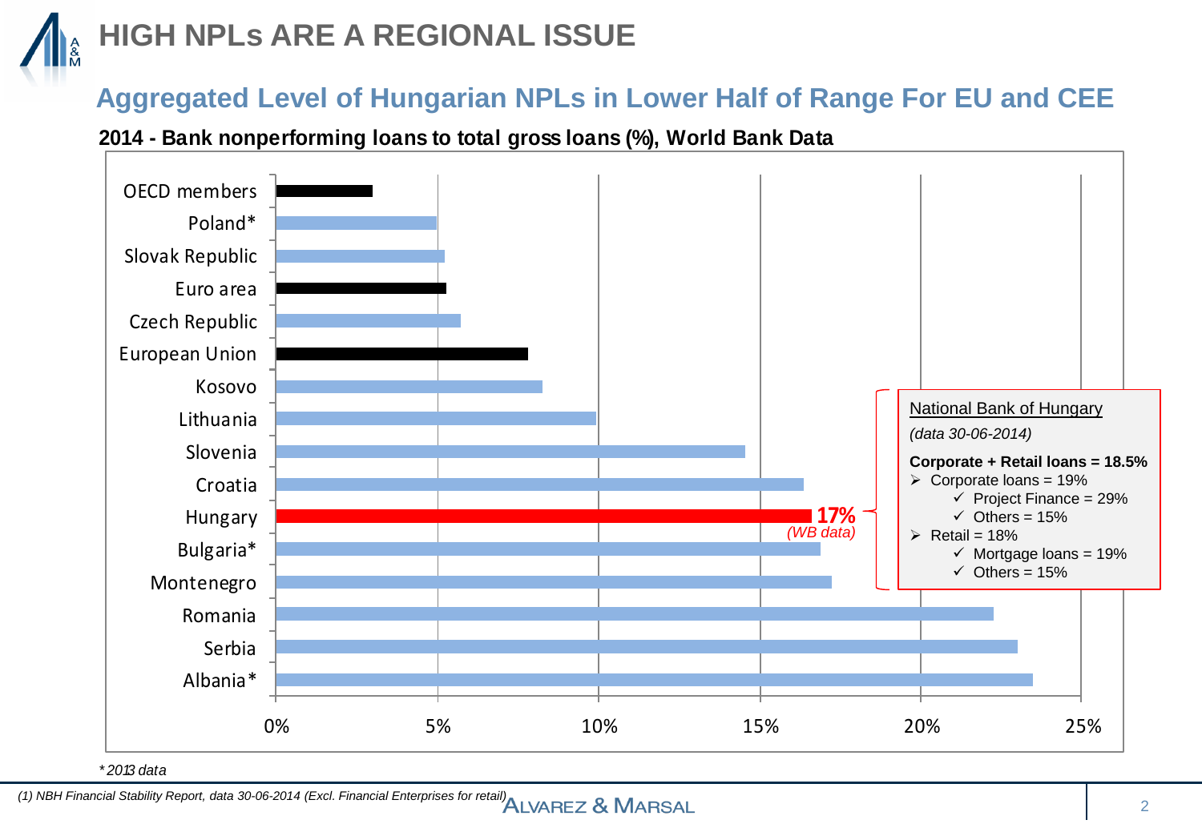# HIGH NPLs ARE A REGIONAL ISSUE

## Aggregated Level of Hungarian NPLs in Lower Half of Range For EU and CEE

**2014 - Bank nonperforming loans to total gross loans (%), World Bank Data**

| Country / Region | NPL ratio |
|---|---|
| OECD members | |
| Poland* | |
| Slovak Republic | |
| Euro area | |
| Czech Republic | |
| European Union | |
| Kosovo | |
| Lithuania | |
| Slovenia | |
| Croatia | |
| Hungary | **17%** *(WB data)* |
| Bulgaria* | |
| Montenegro | |
| Romania | |
| Serbia | |
| Albania* | |

Axis: 0%, 5%, 10%, 15%, 20%, 25%

National Bank of Hungary

*(data 30-06-2014)*

**Corporate + Retail loans = 18.5%**

- Corporate loans = 19%
  - Project Finance = 29%
  - Others = 15%
- Retail = 18%
  - Mortgage loans = 19%
  - Others = 15%

*2013 data

*(1) NBH Financial Stability Report, data 30-06-2014 (Excl. Financial Enterprises for retail)*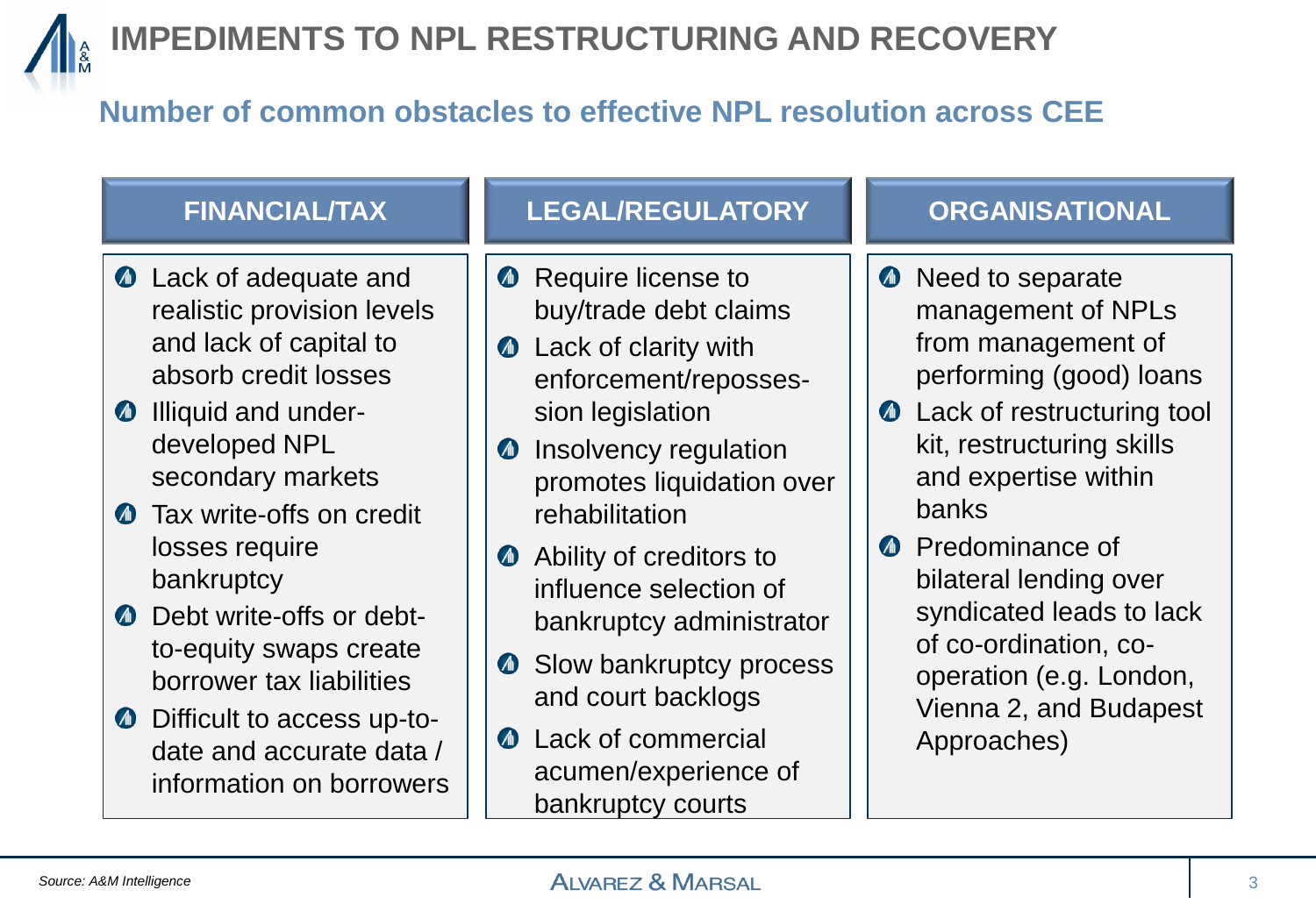# IMPEDIMENTS TO NPL RESTRUCTURING AND RECOVERY

## Number of common obstacles to effective NPL resolution across CEE

### FINANCIAL/TAX

- Lack of adequate and realistic provision levels and lack of capital to absorb credit losses
- Illiquid and under-developed NPL secondary markets
- Tax write-offs on credit losses require bankruptcy
- Debt write-offs or debt-to-equity swaps create borrower tax liabilities
- Difficult to access up-to-date and accurate data / information on borrowers

### LEGAL/REGULATORY

- Require license to buy/trade debt claims
- Lack of clarity with enforcement/repossession legislation
- Insolvency regulation promotes liquidation over rehabilitation
- Ability of creditors to influence selection of bankruptcy administrator
- Slow bankruptcy process and court backlogs
- Lack of commercial acumen/experience of bankruptcy courts

### ORGANISATIONAL

- Need to separate management of NPLs from management of performing (good) loans
- Lack of restructuring tool kit, restructuring skills and expertise within banks
- Predominance of bilateral lending over syndicated leads to lack of co-ordination, co-operation (e.g. London, Vienna 2, and Budapest Approaches)

*Source: A&M Intelligence*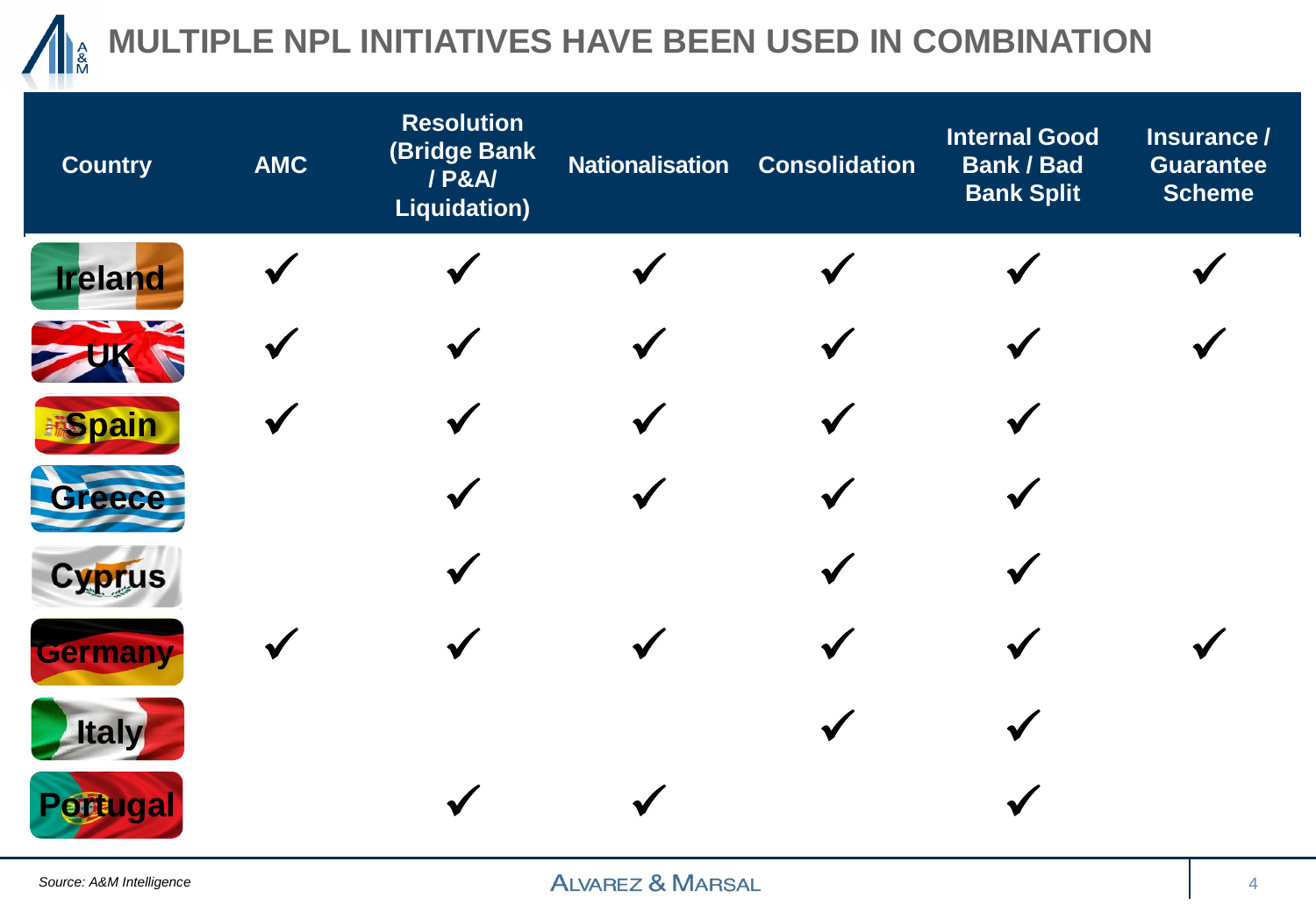# MULTIPLE NPL INITIATIVES HAVE BEEN USED IN COMBINATION

| Country | AMC | Resolution (Bridge Bank / P&A/ Liquidation) | Nationalisation | Consolidation | Internal Good Bank / Bad Bank Split | Insurance / Guarantee Scheme |
|---|---|---|---|---|---|---|
| Ireland | ✓ | ✓ | ✓ | ✓ | ✓ | ✓ |
| UK | ✓ | ✓ | ✓ | ✓ | ✓ | ✓ |
| Spain | ✓ | ✓ | ✓ | ✓ | ✓ | |
| Greece | | ✓ | ✓ | ✓ | ✓ | |
| Cyprus | | ✓ | | ✓ | ✓ | |
| Germany | ✓ | ✓ | ✓ | ✓ | ✓ | ✓ |
| Italy | | | | ✓ | ✓ | |
| Portugal | | ✓ | ✓ | | ✓ | |

*Source: A&M Intelligence*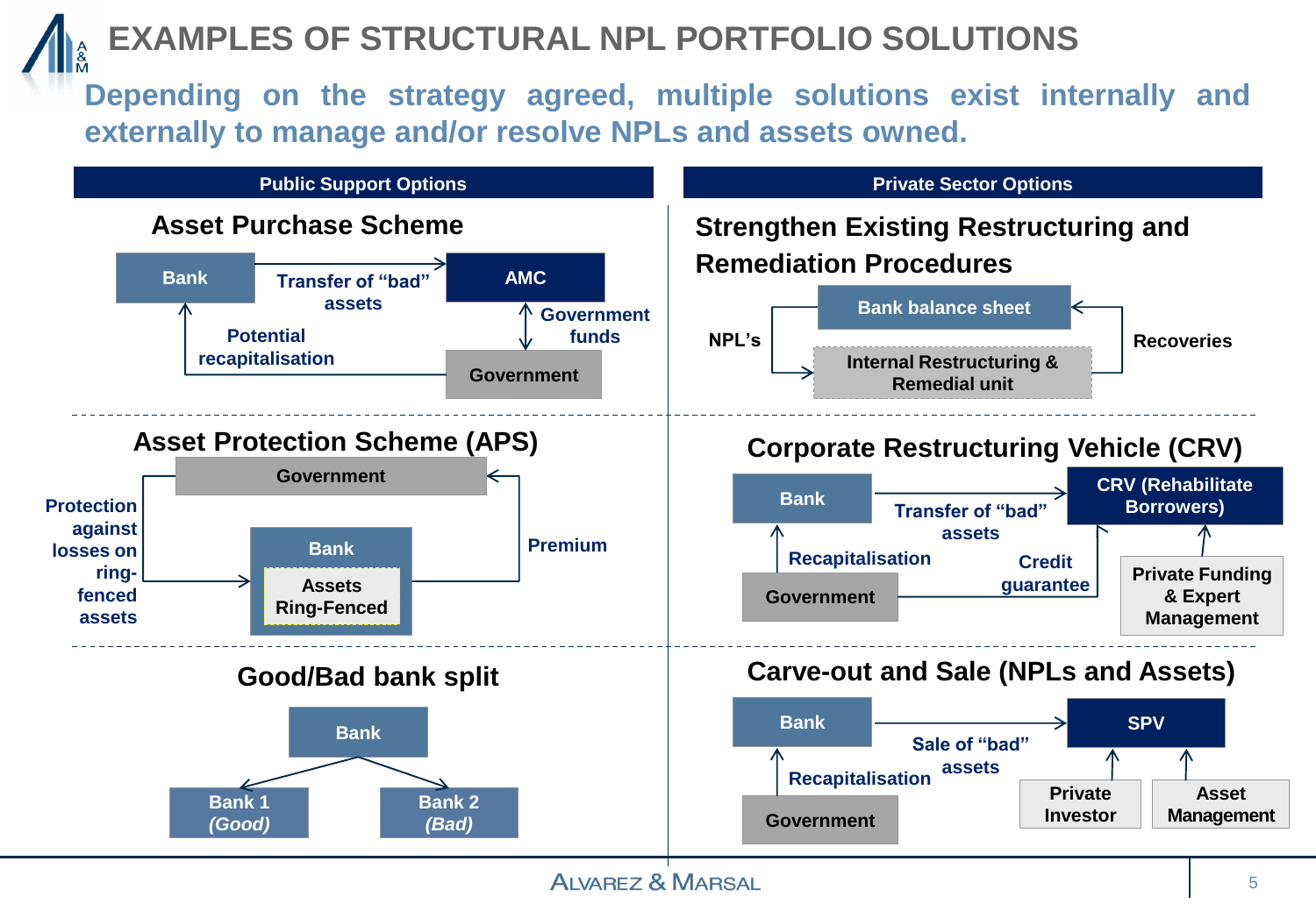# EXAMPLES OF STRUCTURAL NPL PORTFOLIO SOLUTIONS

**Depending on the strategy agreed, multiple solutions exist internally and externally to manage and/or resolve NPLs and assets owned.**

## Public Support Options

### Asset Purchase Scheme

- Bank → AMC: Transfer of "bad" assets
- AMC ↔ Government: Government funds
- Government → Bank: Potential recapitalisation

### Asset Protection Scheme (APS)

- Government → Bank (Assets Ring-Fenced): Protection against losses on ring-fenced assets
- Bank → Government: Premium

### Good/Bad bank split

- Bank → Bank 1 *(Good)*
- Bank → Bank 2 *(Bad)*

## Private Sector Options

### Strengthen Existing Restructuring and Remediation Procedures

- Bank balance sheet → Internal Restructuring & Remedial unit: NPL's
- Internal Restructuring & Remedial unit → Bank balance sheet: Recoveries

### Corporate Restructuring Vehicle (CRV)

- Bank → CRV (Rehabilitate Borrowers): Transfer of "bad" assets
- Government → Bank: Recapitalisation
- Government → CRV: Credit guarantee
- Private Funding & Expert Management → CRV

### Carve-out and Sale (NPLs and Assets)

- Bank → SPV: Sale of "bad" assets
- Government → Bank: Recapitalisation
- Private Investor → SPV
- Asset Management → SPV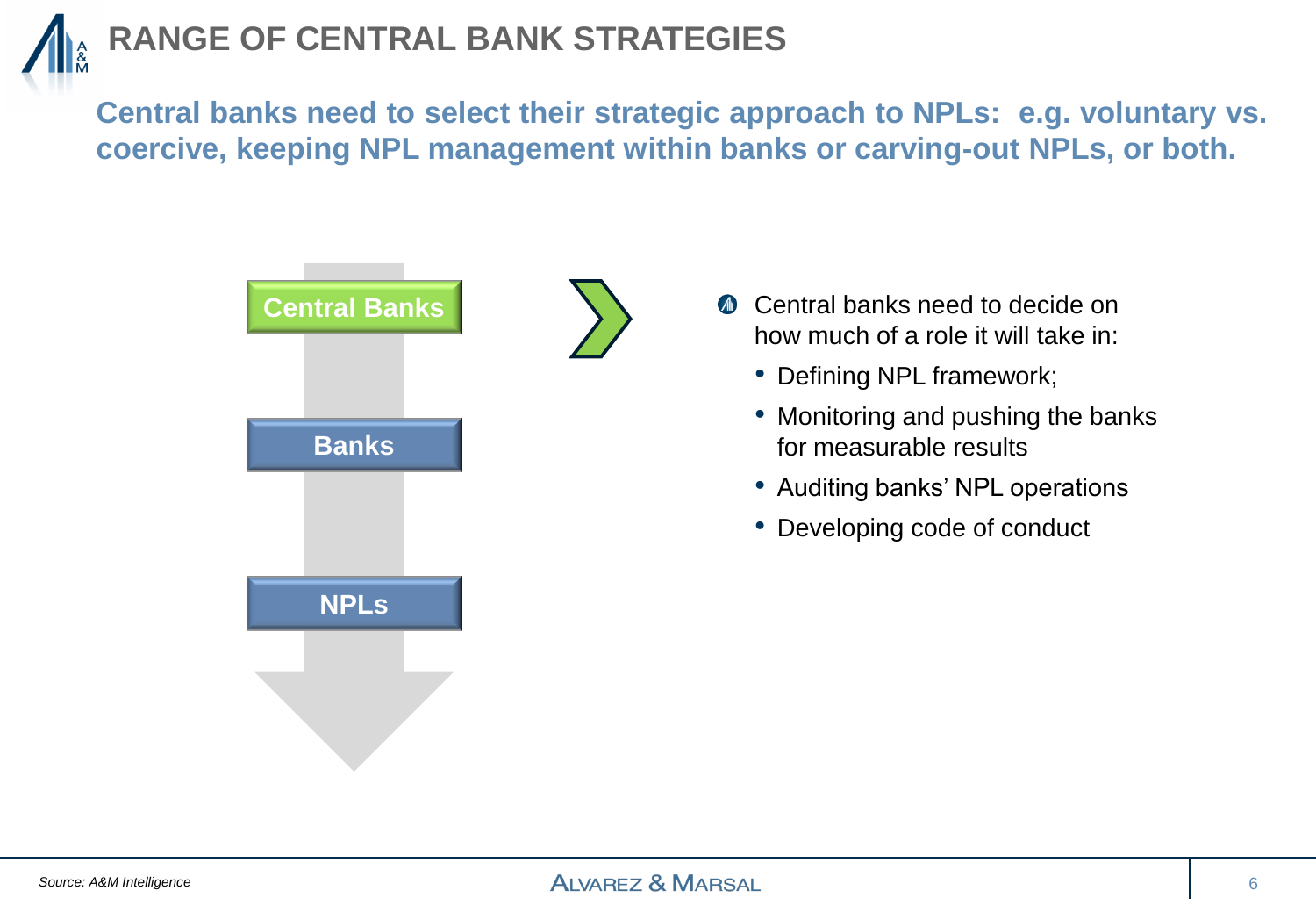# RANGE OF CENTRAL BANK STRATEGIES

**Central banks need to select their strategic approach to NPLs: e.g. voluntary vs. coercive, keeping NPL management within banks or carving-out NPLs, or both.**

Central Banks

Banks

NPLs

- Central banks need to decide on how much of a role it will take in:
  - Defining NPL framework;
  - Monitoring and pushing the banks for measurable results
  - Auditing banks' NPL operations
  - Developing code of conduct

*Source: A&M Intelligence*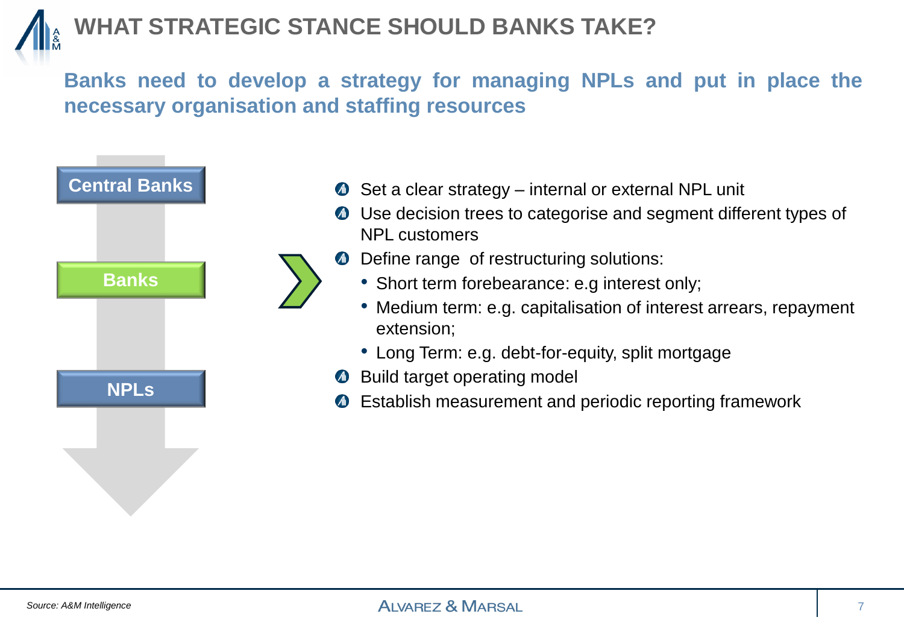# WHAT STRATEGIC STANCE SHOULD BANKS TAKE?

**Banks need to develop a strategy for managing NPLs and put in place the necessary organisation and staffing resources**

- Central Banks
- Banks
- NPLs

- Set a clear strategy – internal or external NPL unit
- Use decision trees to categorise and segment different types of NPL customers
- Define range of restructuring solutions:
  - Short term forebearance: e.g interest only;
  - Medium term: e.g. capitalisation of interest arrears, repayment extension;
  - Long Term: e.g. debt-for-equity, split mortgage
- Build target operating model
- Establish measurement and periodic reporting framework

*Source: A&M Intelligence*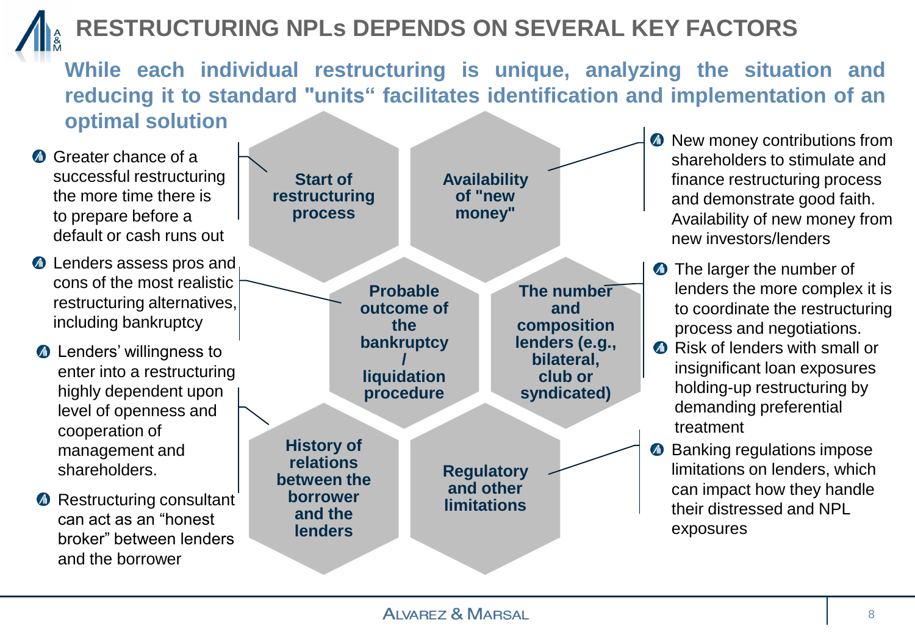# RESTRUCTURING NPLs DEPENDS ON SEVERAL KEY FACTORS

**While each individual restructuring is unique, analyzing the situation and reducing it to standard "units" facilitates identification and implementation of an optimal solution**

**Start of restructuring process**

- Greater chance of a successful restructuring the more time there is to prepare before a default or cash runs out

**Probable outcome of the bankruptcy / liquidation procedure**

- Lenders assess pros and cons of the most realistic restructuring alternatives, including bankruptcy

**History of relations between the borrower and the lenders**

- Lenders' willingness to enter into a restructuring highly dependent upon level of openness and cooperation of management and shareholders.
- Restructuring consultant can act as an "honest broker" between lenders and the borrower

**Availability of "new money"**

- New money contributions from shareholders to stimulate and finance restructuring process and demonstrate good faith. Availability of new money from new investors/lenders

**The number and composition lenders (e.g., bilateral, club or syndicated)**

- The larger the number of lenders the more complex it is to coordinate the restructuring process and negotiations.
- Risk of lenders with small or insignificant loan exposures holding-up restructuring by demanding preferential treatment

**Regulatory and other limitations**

- Banking regulations impose limitations on lenders, which can impact how they handle their distressed and NPL exposures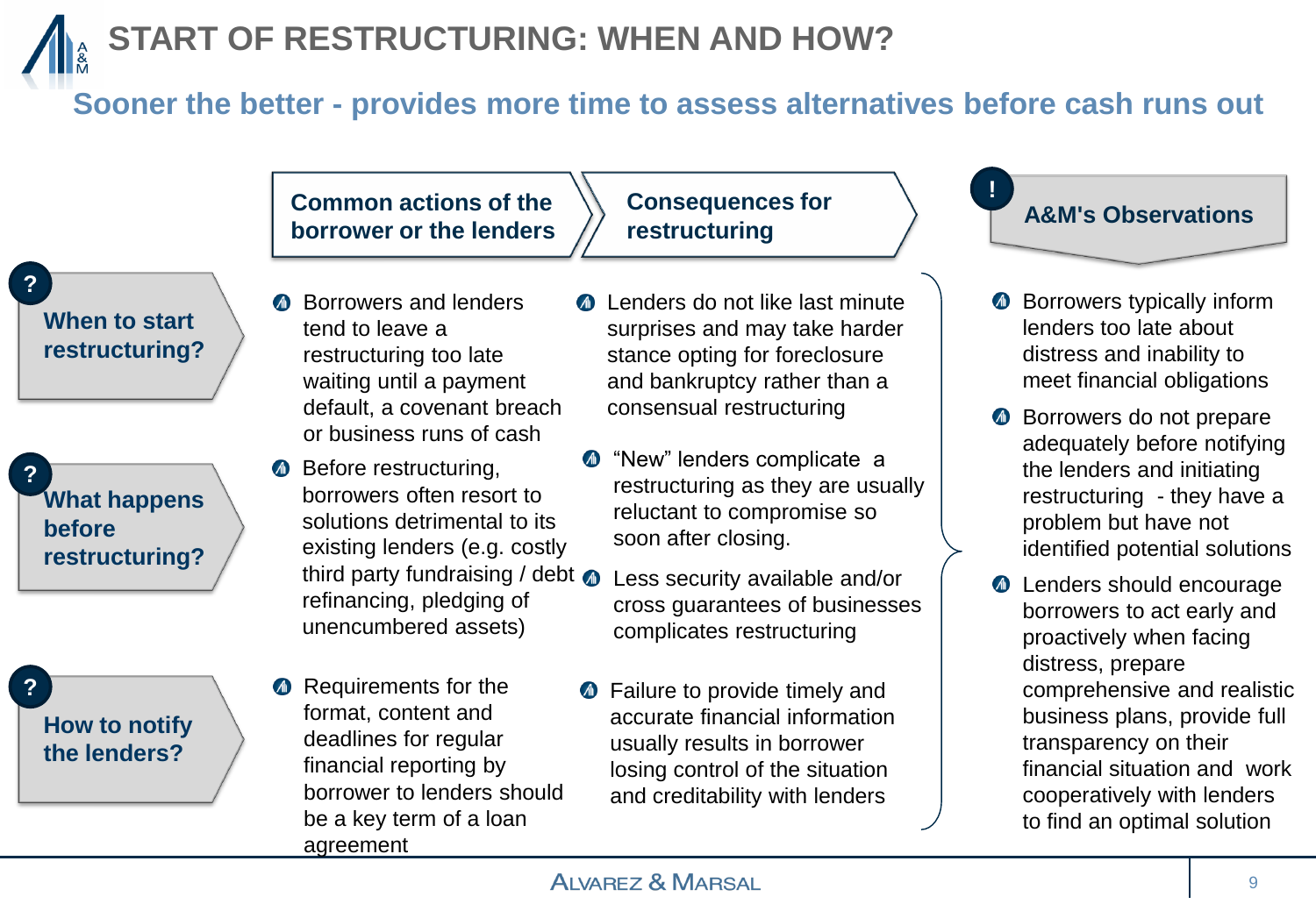# START OF RESTRUCTURING: WHEN AND HOW?

## Sooner the better - provides more time to assess alternatives before cash runs out

| | Common actions of the borrower or the lenders | Consequences for restructuring |
|---|---|---|
| **When to start restructuring?** | Borrowers and lenders tend to leave a restructuring too late waiting until a payment default, a covenant breach or business runs of cash | Lenders do not like last minute surprises and may take harder stance opting for foreclosure and bankruptcy rather than a consensual restructuring |
| **What happens before restructuring?** | Before restructuring, borrowers often resort to solutions detrimental to its existing lenders (e.g. costly third party fundraising / debt refinancing, pledging of unencumbered assets) | "New" lenders complicate a restructuring as they are usually reluctant to compromise so soon after closing.<br>Less security available and/or cross guarantees of businesses complicates restructuring |
| **How to notify the lenders?** | Requirements for the format, content and deadlines for regular financial reporting by borrower to lenders should be a key term of a loan agreement | Failure to provide timely and accurate financial information usually results in borrower losing control of the situation and creditability with lenders |

### A&M's Observations

- Borrowers typically inform lenders too late about distress and inability to meet financial obligations
- Borrowers do not prepare adequately before notifying the lenders and initiating restructuring - they have a problem but have not identified potential solutions
- Lenders should encourage borrowers to act early and proactively when facing distress, prepare comprehensive and realistic business plans, provide full transparency on their financial situation and work cooperatively with lenders to find an optimal solution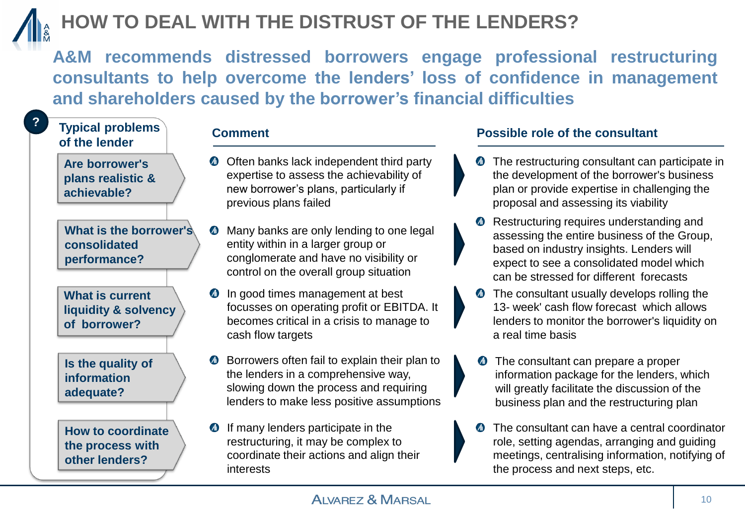# HOW TO DEAL WITH THE DISTRUST OF THE LENDERS?

**A&M recommends distressed borrowers engage professional restructuring consultants to help overcome the lenders' loss of confidence in management and shareholders caused by the borrower's financial difficulties**

| Typical problems of the lender | Comment | Possible role of the consultant |
|---|---|---|
| **Are borrower's plans realistic & achievable?** | Often banks lack independent third party expertise to assess the achievability of new borrower's plans, particularly if previous plans failed | The restructuring consultant can participate in the development of the borrower's business plan or provide expertise in challenging the proposal and assessing its viability |
| **What is the borrower's consolidated performance?** | Many banks are only lending to one legal entity within in a larger group or conglomerate and have no visibility or control on the overall group situation | Restructuring requires understanding and assessing the entire business of the Group, based on industry insights. Lenders will expect to see a consolidated model which can be stressed for different forecasts |
| **What is current liquidity & solvency of borrower?** | In good times management at best focusses on operating profit or EBITDA. It becomes critical in a crisis to manage to cash flow targets | The consultant usually develops rolling the 13- week' cash flow forecast which allows lenders to monitor the borrower's liquidity on a real time basis |
| **Is the quality of information adequate?** | Borrowers often fail to explain their plan to the lenders in a comprehensive way, slowing down the process and requiring lenders to make less positive assumptions | The consultant can prepare a proper information package for the lenders, which will greatly facilitate the discussion of the business plan and the restructuring plan |
| **How to coordinate the process with other lenders?** | If many lenders participate in the restructuring, it may be complex to coordinate their actions and align their interests | The consultant can have a central coordinator role, setting agendas, arranging and guiding meetings, centralising information, notifying of the process and next steps, etc. |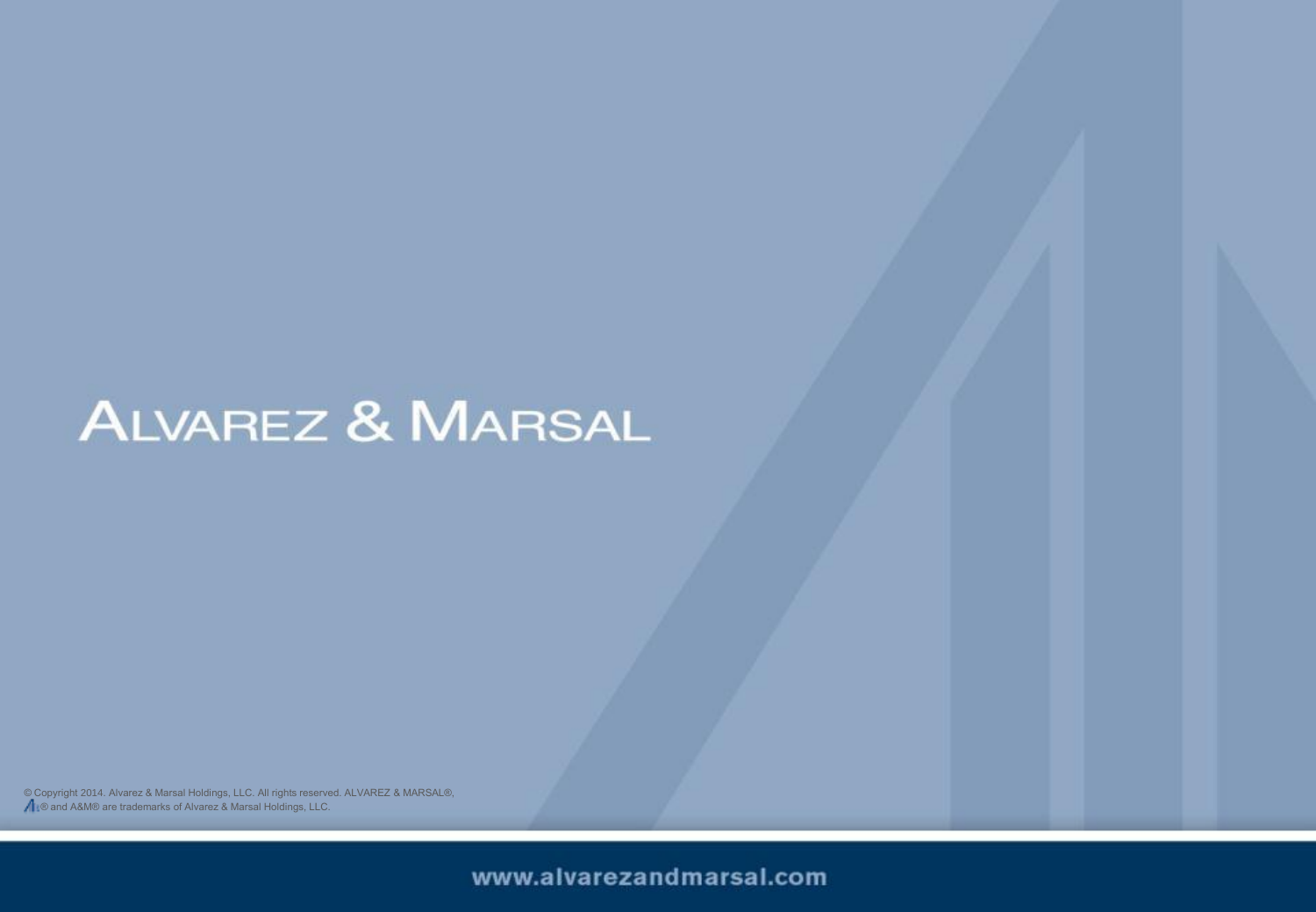# ALVAREZ & MARSAL

© Copyright 2014. Alvarez & Marsal Holdings, LLC. All rights reserved. ALVAREZ & MARSAL®, ® and A&M® are trademarks of Alvarez & Marsal Holdings, LLC.

www.alvarezandmarsal.com